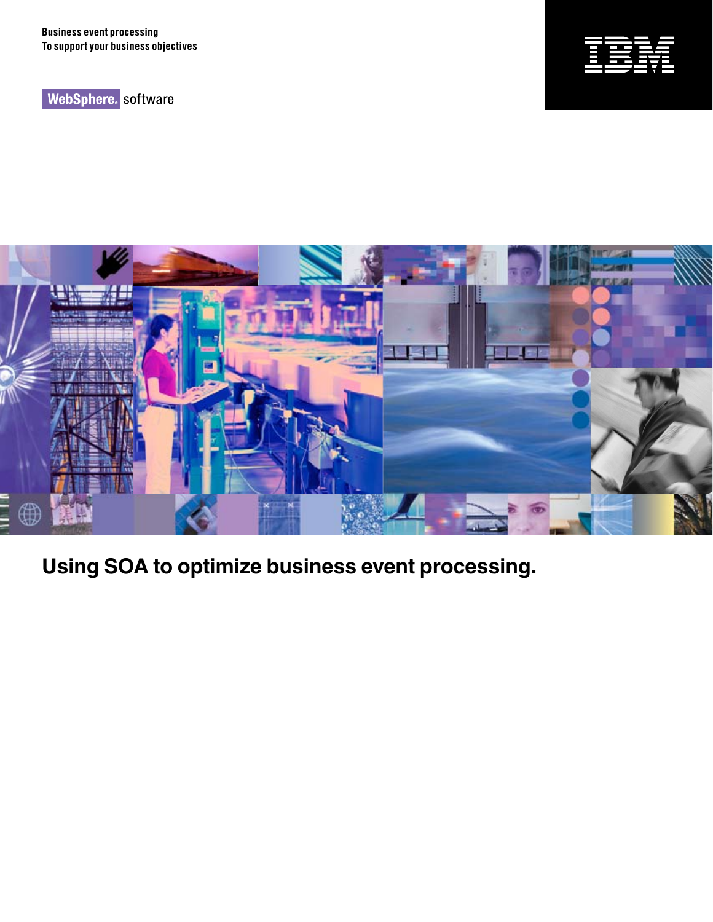Business event processing
To support your business objectives

WebSphere. software

# Using SOA to optimize business event processing.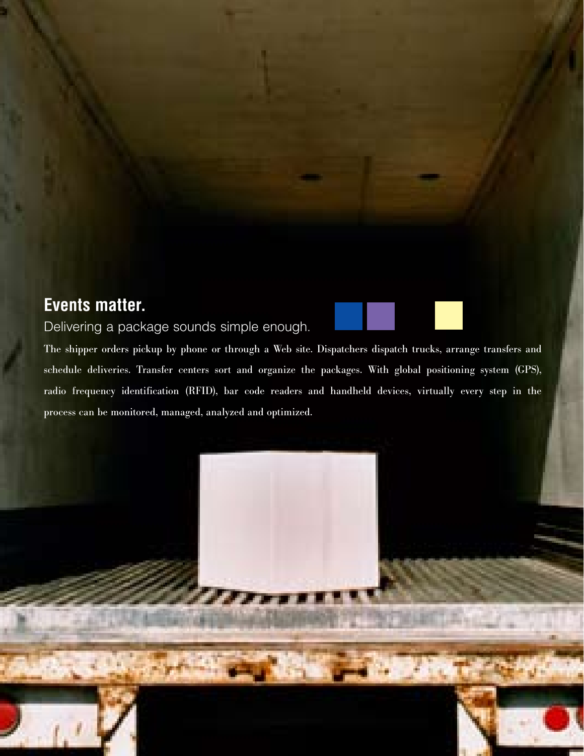## Events matter.

Delivering a package sounds simple enough.

The shipper orders pickup by phone or through a Web site. Dispatchers dispatch trucks, arrange transfers and schedule deliveries. Transfer centers sort and organize the packages. With global positioning system (GPS), radio frequency identification (RFID), bar code readers and handheld devices, virtually every step in the process can be monitored, managed, analyzed and optimized.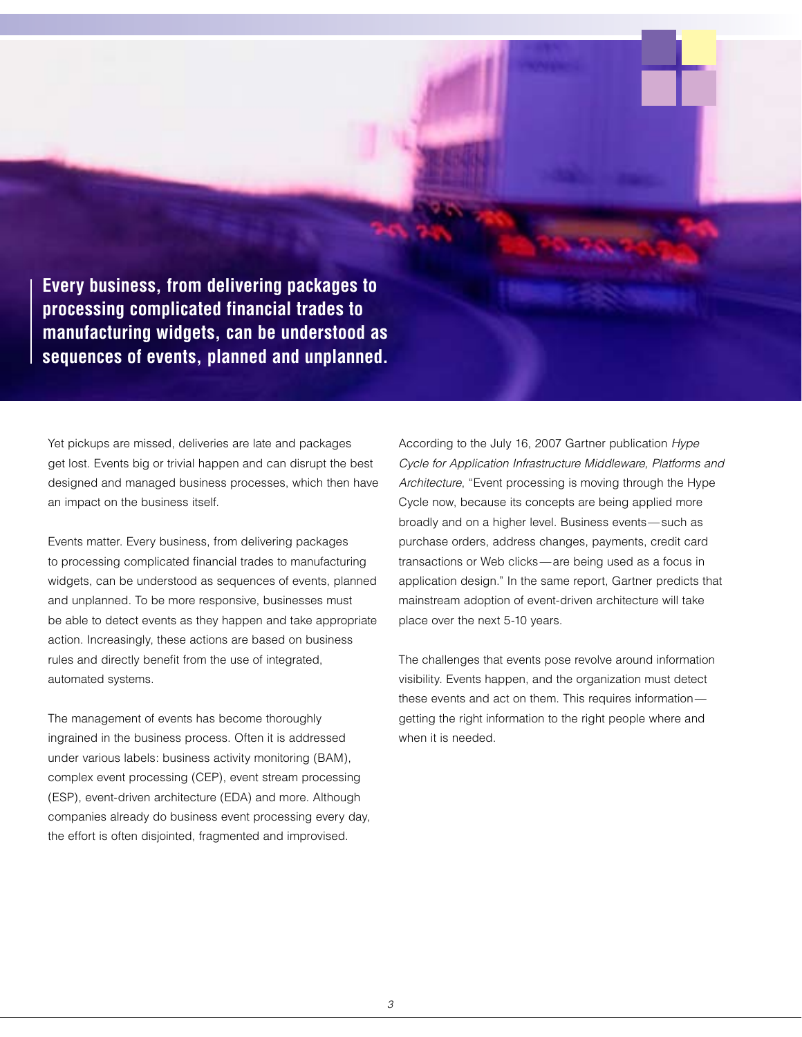**Every business, from delivering packages to processing complicated financial trades to manufacturing widgets, can be understood as sequences of events, planned and unplanned.**

Yet pickups are missed, deliveries are late and packages get lost. Events big or trivial happen and can disrupt the best designed and managed business processes, which then have an impact on the business itself.

Events matter. Every business, from delivering packages to processing complicated financial trades to manufacturing widgets, can be understood as sequences of events, planned and unplanned. To be more responsive, businesses must be able to detect events as they happen and take appropriate action. Increasingly, these actions are based on business rules and directly benefit from the use of integrated, automated systems.

The management of events has become thoroughly ingrained in the business process. Often it is addressed under various labels: business activity monitoring (BAM), complex event processing (CEP), event stream processing (ESP), event-driven architecture (EDA) and more. Although companies already do business event processing every day, the effort is often disjointed, fragmented and improvised.

According to the July 16, 2007 Gartner publication *Hype Cycle for Application Infrastructure Middleware, Platforms and Architecture*, "Event processing is moving through the Hype Cycle now, because its concepts are being applied more broadly and on a higher level. Business events—such as purchase orders, address changes, payments, credit card transactions or Web clicks—are being used as a focus in application design." In the same report, Gartner predicts that mainstream adoption of event-driven architecture will take place over the next 5-10 years.

The challenges that events pose revolve around information visibility. Events happen, and the organization must detect these events and act on them. This requires information—getting the right information to the right people where and when it is needed.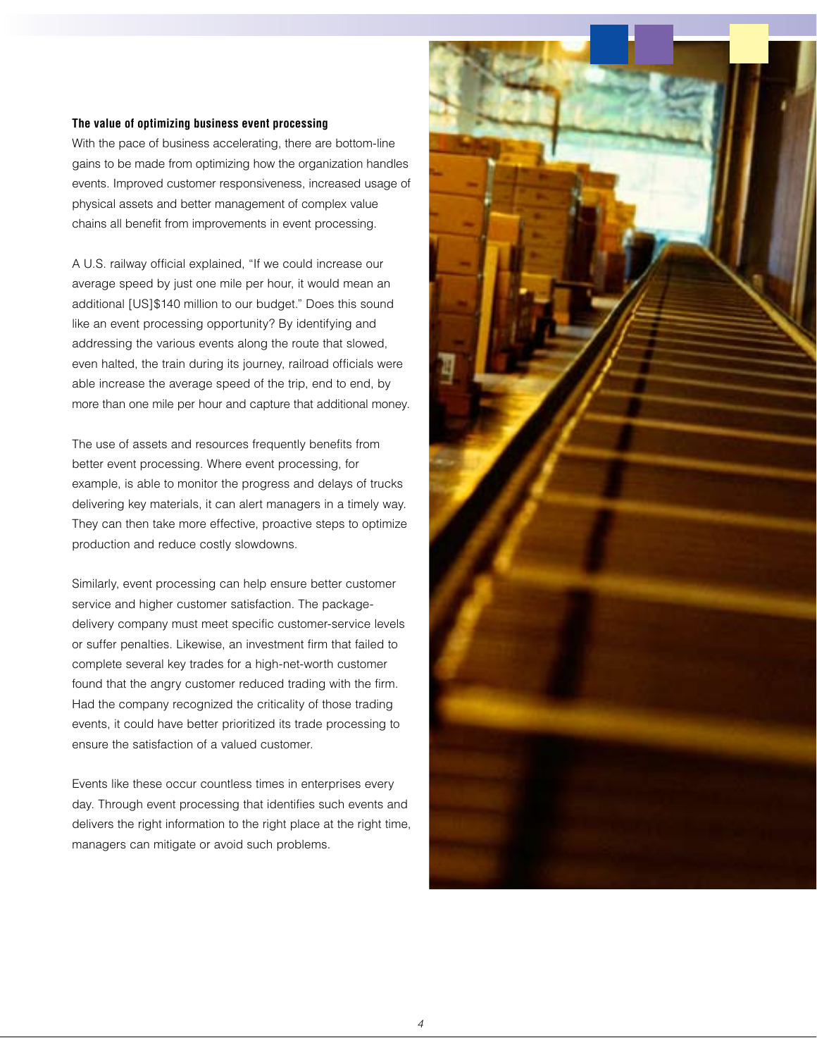### The value of optimizing business event processing

With the pace of business accelerating, there are bottom-line gains to be made from optimizing how the organization handles events. Improved customer responsiveness, increased usage of physical assets and better management of complex value chains all benefit from improvements in event processing.

A U.S. railway official explained, "If we could increase our average speed by just one mile per hour, it would mean an additional [US]$140 million to our budget." Does this sound like an event processing opportunity? By identifying and addressing the various events along the route that slowed, even halted, the train during its journey, railroad officials were able increase the average speed of the trip, end to end, by more than one mile per hour and capture that additional money.

The use of assets and resources frequently benefits from better event processing. Where event processing, for example, is able to monitor the progress and delays of trucks delivering key materials, it can alert managers in a timely way. They can then take more effective, proactive steps to optimize production and reduce costly slowdowns.

Similarly, event processing can help ensure better customer service and higher customer satisfaction. The package-delivery company must meet specific customer-service levels or suffer penalties. Likewise, an investment firm that failed to complete several key trades for a high-net-worth customer found that the angry customer reduced trading with the firm. Had the company recognized the criticality of those trading events, it could have better prioritized its trade processing to ensure the satisfaction of a valued customer.

Events like these occur countless times in enterprises every day. Through event processing that identifies such events and delivers the right information to the right place at the right time, managers can mitigate or avoid such problems.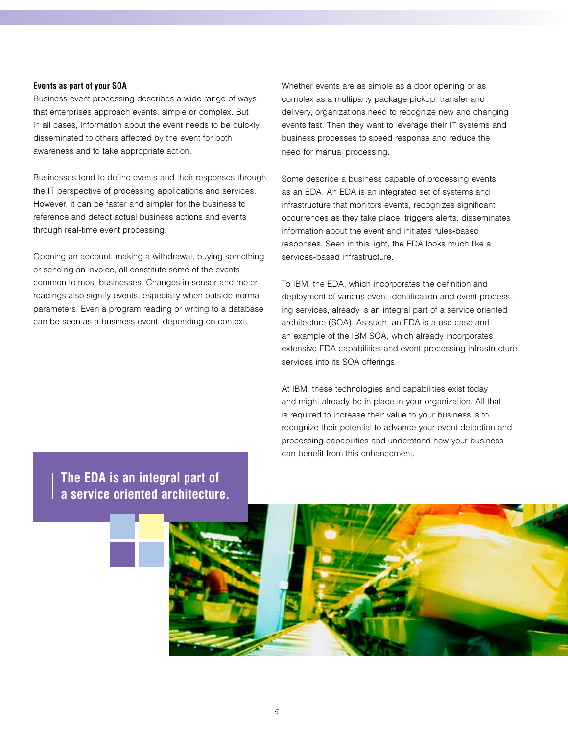### Events as part of your SOA

Business event processing describes a wide range of ways that enterprises approach events, simple or complex. But in all cases, information about the event needs to be quickly disseminated to others affected by the event for both awareness and to take appropriate action.

Businesses tend to define events and their responses through the IT perspective of processing applications and services. However, it can be faster and simpler for the business to reference and detect actual business actions and events through real-time event processing.

Opening an account, making a withdrawal, buying something or sending an invoice, all constitute some of the events common to most businesses. Changes in sensor and meter readings also signify events, especially when outside normal parameters. Even a program reading or writing to a database can be seen as a business event, depending on context.

Whether events are as simple as a door opening or as complex as a multiparty package pickup, transfer and delivery, organizations need to recognize new and changing events fast. Then they want to leverage their IT systems and business processes to speed response and reduce the need for manual processing.

Some describe a business capable of processing events as an EDA. An EDA is an integrated set of systems and infrastructure that monitors events, recognizes significant occurrences as they take place, triggers alerts, disseminates information about the event and initiates rules-based responses. Seen in this light, the EDA looks much like a services-based infrastructure.

To IBM, the EDA, which incorporates the definition and deployment of various event identification and event processing services, already is an integral part of a service oriented architecture (SOA). As such, an EDA is a use case and an example of the IBM SOA, which already incorporates extensive EDA capabilities and event-processing infrastructure services into its SOA offerings.

At IBM, these technologies and capabilities exist today and might already be in place in your organization. All that is required to increase their value to your business is to recognize their potential to advance your event detection and processing capabilities and understand how your business can benefit from this enhancement.

**The EDA is an integral part of a service oriented architecture.**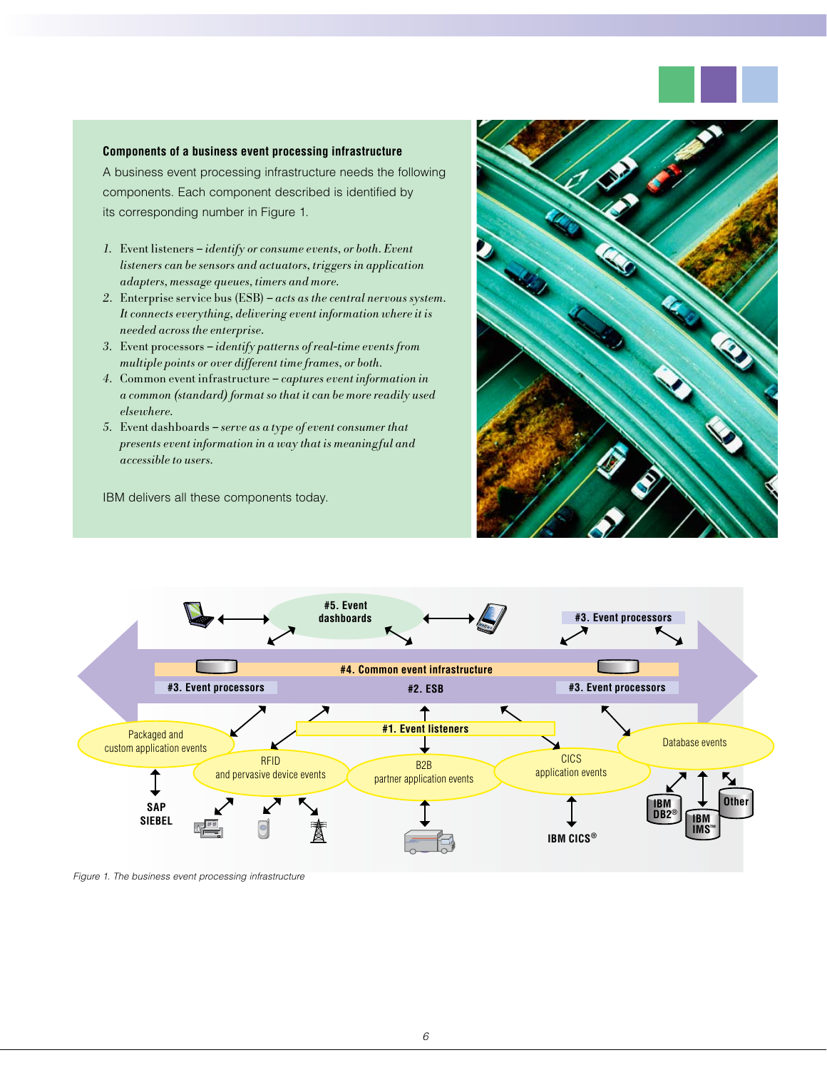**Components of a business event processing infrastructure**

A business event processing infrastructure needs the following components. Each component described is identified by its corresponding number in Figure 1.

1. Event listeners – *identify or consume events, or both. Event listeners can be sensors and actuators, triggers in application adapters, message queues, timers and more.*
2. Enterprise service bus (ESB) – *acts as the central nervous system. It connects everything, delivering event information where it is needed across the enterprise.*
3. Event processors – *identify patterns of real-time events from multiple points or over different time frames, or both.*
4. Common event infrastructure – *captures event information in a common (standard) format so that it can be more readily used elsewhere.*
5. Event dashboards – *serve as a type of event consumer that presents event information in a way that is meaningful and accessible to users.*

IBM delivers all these components today.

*Figure 1. The business event processing infrastructure*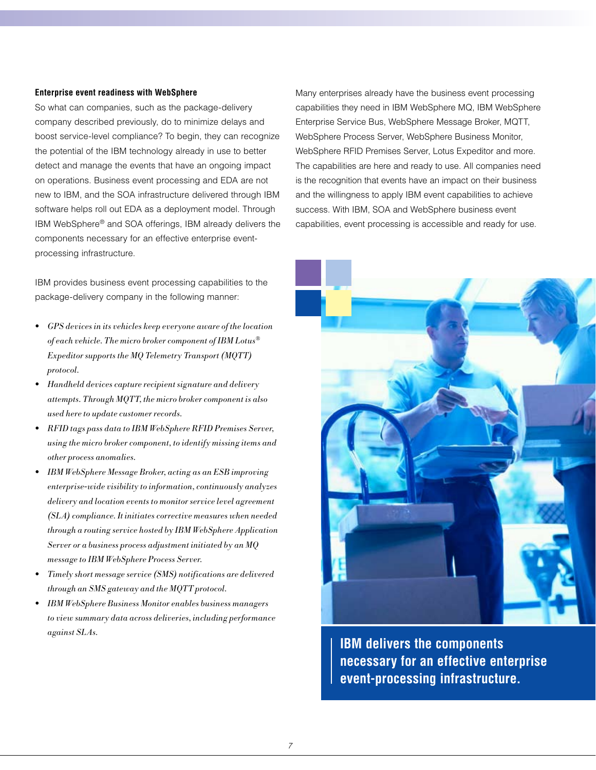### Enterprise event readiness with WebSphere

So what can companies, such as the package-delivery company described previously, do to minimize delays and boost service-level compliance? To begin, they can recognize the potential of the IBM technology already in use to better detect and manage the events that have an ongoing impact on operations. Business event processing and EDA are not new to IBM, and the SOA infrastructure delivered through IBM software helps roll out EDA as a deployment model. Through IBM WebSphere® and SOA offerings, IBM already delivers the components necessary for an effective enterprise event-processing infrastructure.

IBM provides business event processing capabilities to the package-delivery company in the following manner:

- *GPS devices in its vehicles keep everyone aware of the location of each vehicle. The micro broker component of IBM Lotus® Expeditor supports the MQ Telemetry Transport (MQTT) protocol.*
- *Handheld devices capture recipient signature and delivery attempts. Through MQTT, the micro broker component is also used here to update customer records.*
- *RFID tags pass data to IBM WebSphere RFID Premises Server, using the micro broker component, to identify missing items and other process anomalies.*
- *IBM WebSphere Message Broker, acting as an ESB improving enterprise-wide visibility to information, continuously analyzes delivery and location events to monitor service level agreement (SLA) compliance. It initiates corrective measures when needed through a routing service hosted by IBM WebSphere Application Server or a business process adjustment initiated by an MQ message to IBM WebSphere Process Server.*
- *Timely short message service (SMS) notifications are delivered through an SMS gateway and the MQTT protocol.*
- *IBM WebSphere Business Monitor enables business managers to view summary data across deliveries, including performance against SLAs.*

Many enterprises already have the business event processing capabilities they need in IBM WebSphere MQ, IBM WebSphere Enterprise Service Bus, WebSphere Message Broker, MQTT, WebSphere Process Server, WebSphere Business Monitor, WebSphere RFID Premises Server, Lotus Expeditor and more. The capabilities are here and ready to use. All companies need is the recognition that events have an impact on their business and the willingness to apply IBM event capabilities to achieve success. With IBM, SOA and WebSphere business event capabilities, event processing is accessible and ready for use.

**IBM delivers the components necessary for an effective enterprise event-processing infrastructure.**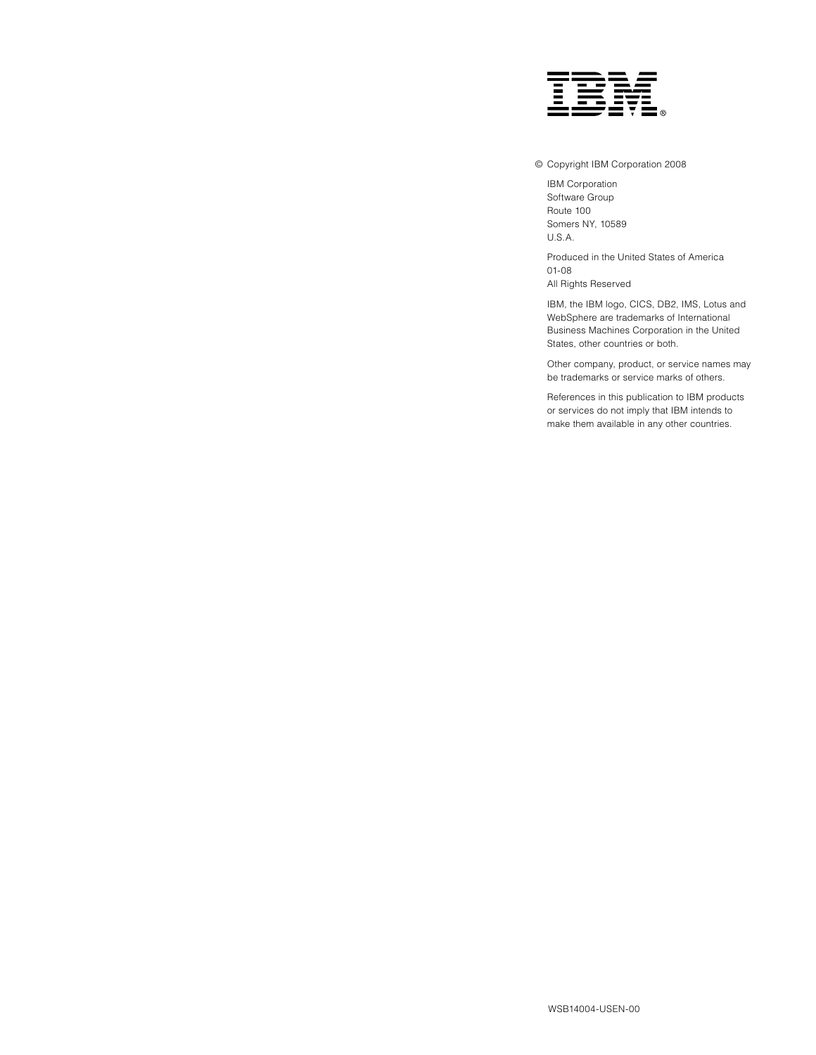© Copyright IBM Corporation 2008

IBM Corporation
Software Group
Route 100
Somers NY, 10589
U.S.A.

Produced in the United States of America
01-08
All Rights Reserved

IBM, the IBM logo, CICS, DB2, IMS, Lotus and WebSphere are trademarks of International Business Machines Corporation in the United States, other countries or both.

Other company, product, or service names may be trademarks or service marks of others.

References in this publication to IBM products or services do not imply that IBM intends to make them available in any other countries.

WSB14004-USEN-00